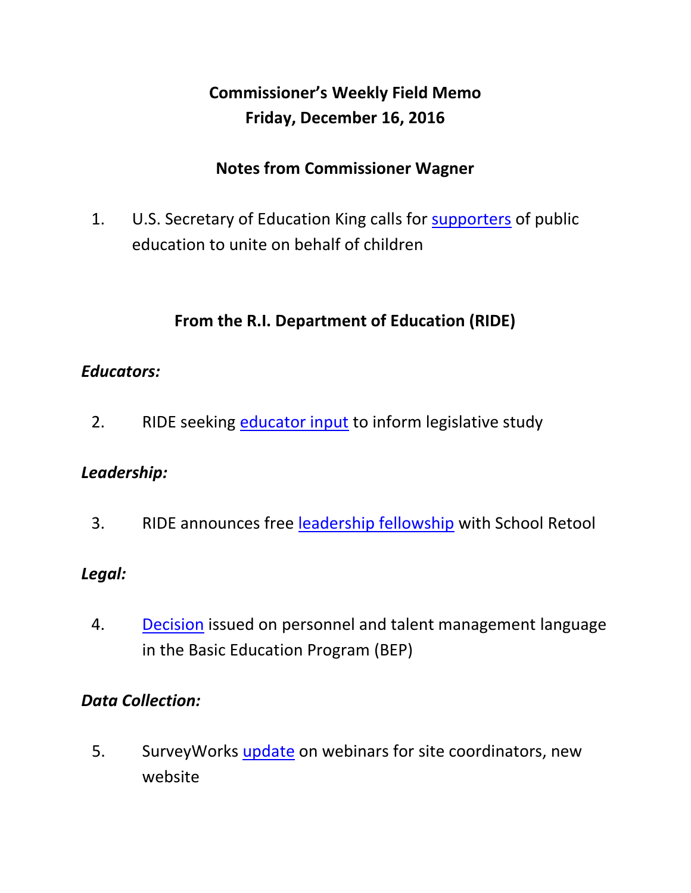# Commissioner's Weekly Field Memo
# Friday, December 16, 2016

## Notes from Commissioner Wagner

1. U.S. Secretary of Education King calls for supporters of public education to unite on behalf of children

## From the R.I. Department of Education (RIDE)

### *Educators:*

2. RIDE seeking educator input to inform legislative study

### *Leadership:*

3. RIDE announces free leadership fellowship with School Retool

### *Legal:*

4. Decision issued on personnel and talent management language in the Basic Education Program (BEP)

### *Data Collection:*

5. SurveyWorks update on webinars for site coordinators, new website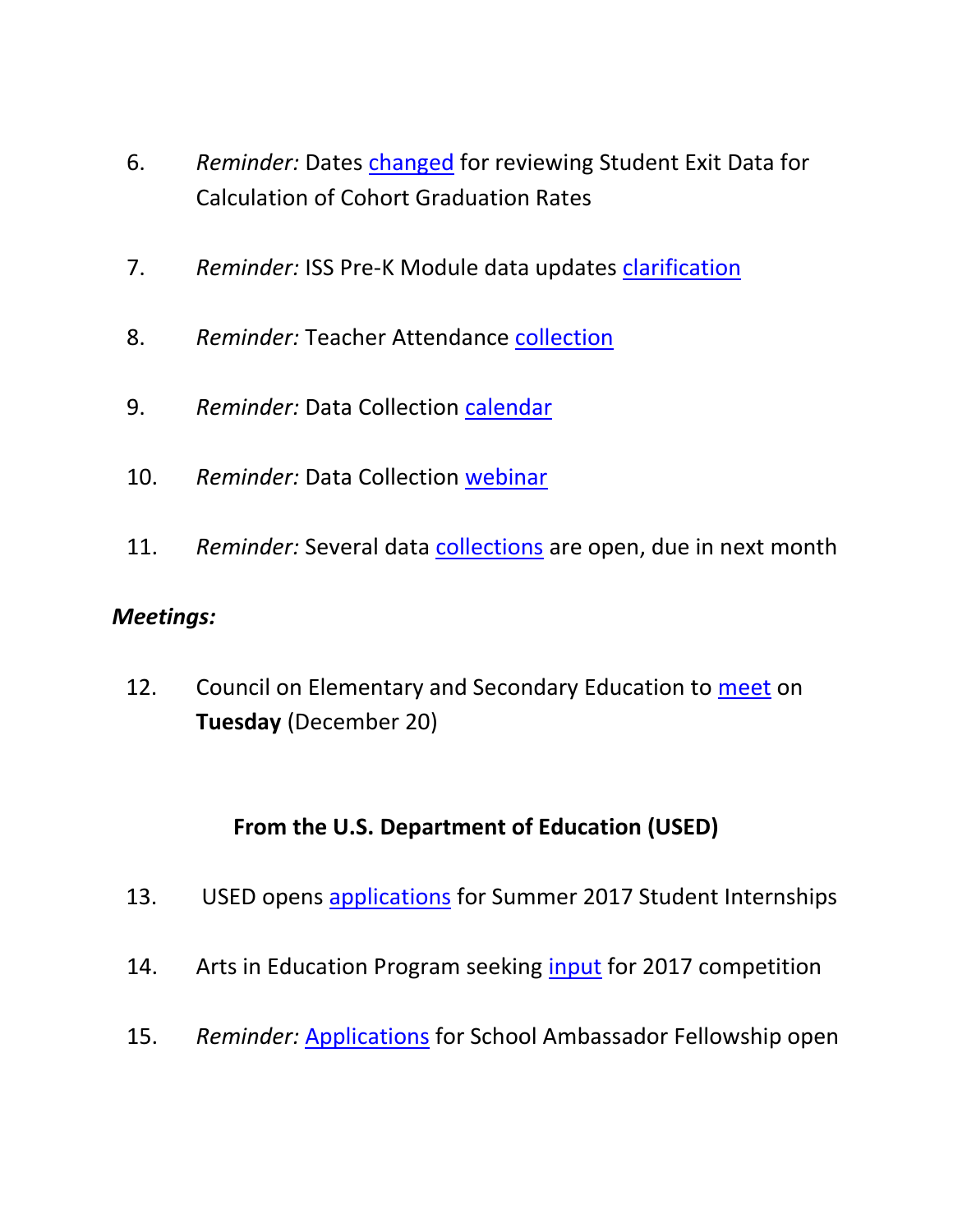6. *Reminder:* Dates changed for reviewing Student Exit Data for Calculation of Cohort Graduation Rates

7. *Reminder:* ISS Pre-K Module data updates clarification

8. *Reminder:* Teacher Attendance collection

9. *Reminder:* Data Collection calendar

10. *Reminder:* Data Collection webinar

11. *Reminder:* Several data collections are open, due in next month

***Meetings:***

12. Council on Elementary and Secondary Education to meet on **Tuesday** (December 20)

**From the U.S. Department of Education (USED)**

13. USED opens applications for Summer 2017 Student Internships

14. Arts in Education Program seeking input for 2017 competition

15. *Reminder:* Applications for School Ambassador Fellowship open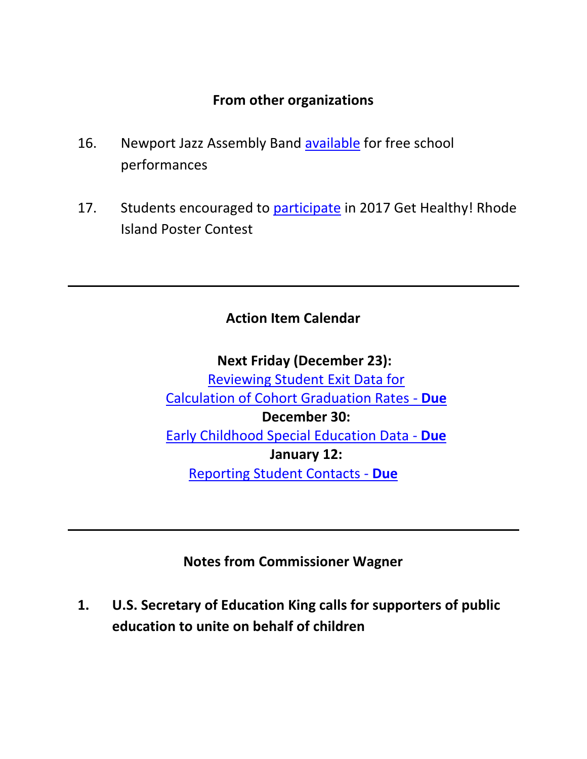### From other organizations

16. Newport Jazz Assembly Band available for free school performances

17. Students encouraged to participate in 2017 Get Healthy! Rhode Island Poster Contest

---

### Action Item Calendar

**Next Friday (December 23):**
Reviewing Student Exit Data for Calculation of Cohort Graduation Rates - **Due**

**December 30:**
Early Childhood Special Education Data - **Due**

**January 12:**
Reporting Student Contacts - **Due**

---

### Notes from Commissioner Wagner

**1. U.S. Secretary of Education King calls for supporters of public education to unite on behalf of children**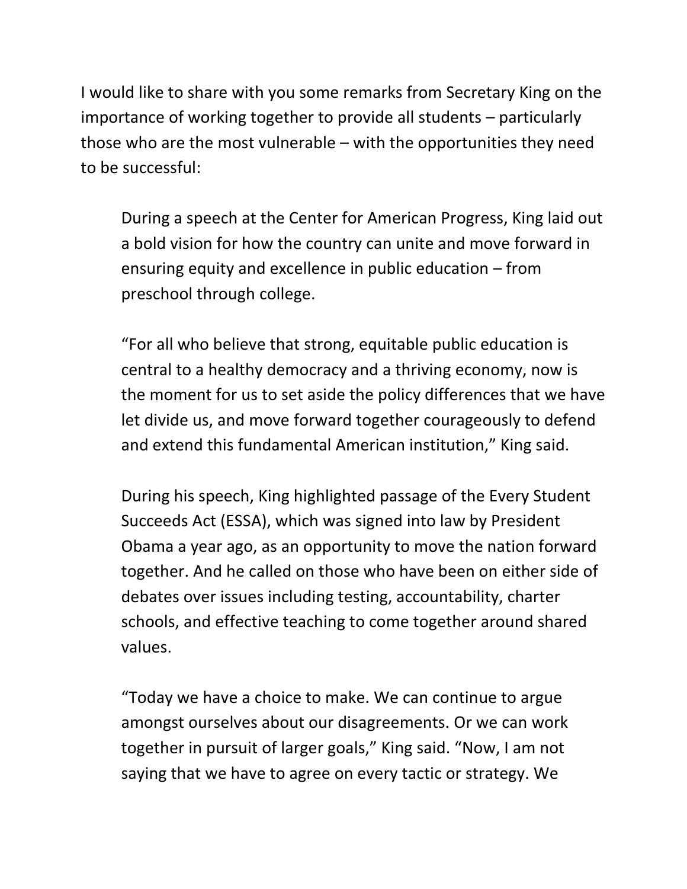I would like to share with you some remarks from Secretary King on the importance of working together to provide all students – particularly those who are the most vulnerable – with the opportunities they need to be successful:

> During a speech at the Center for American Progress, King laid out a bold vision for how the country can unite and move forward in ensuring equity and excellence in public education – from preschool through college.
>
> "For all who believe that strong, equitable public education is central to a healthy democracy and a thriving economy, now is the moment for us to set aside the policy differences that we have let divide us, and move forward together courageously to defend and extend this fundamental American institution," King said.
>
> During his speech, King highlighted passage of the Every Student Succeeds Act (ESSA), which was signed into law by President Obama a year ago, as an opportunity to move the nation forward together. And he called on those who have been on either side of debates over issues including testing, accountability, charter schools, and effective teaching to come together around shared values.
>
> "Today we have a choice to make. We can continue to argue amongst ourselves about our disagreements. Or we can work together in pursuit of larger goals," King said. "Now, I am not saying that we have to agree on every tactic or strategy. We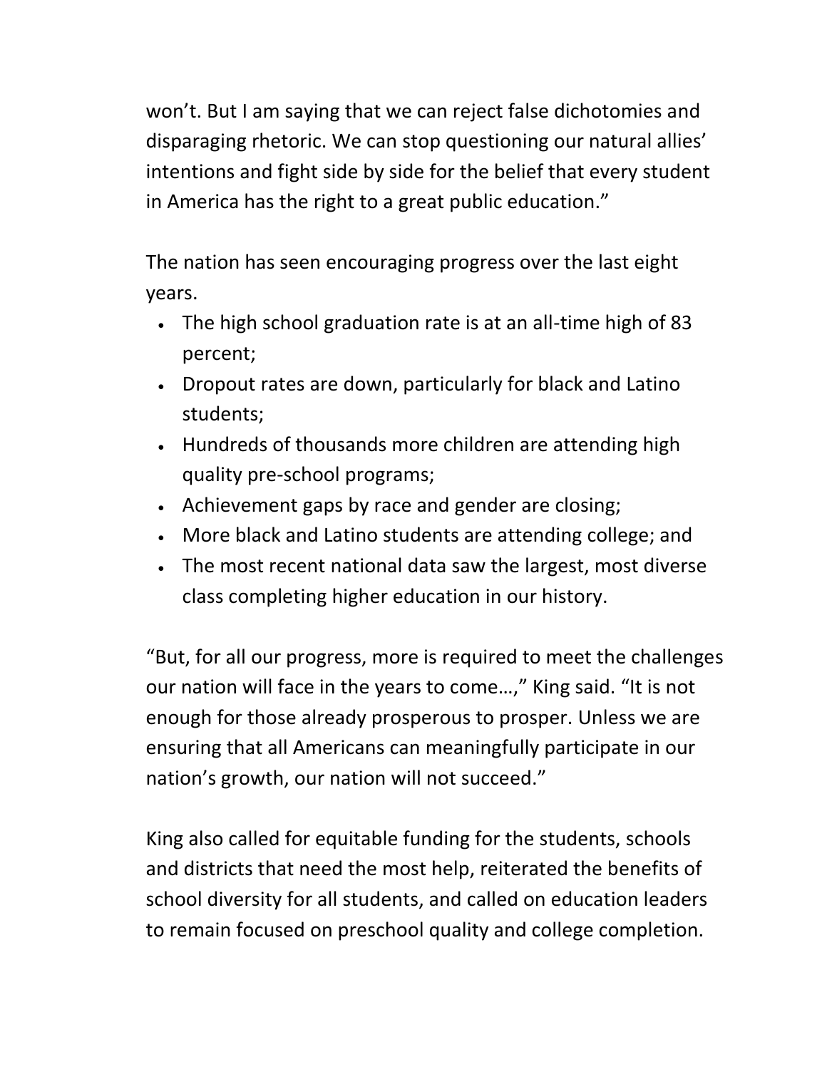won't. But I am saying that we can reject false dichotomies and disparaging rhetoric. We can stop questioning our natural allies' intentions and fight side by side for the belief that every student in America has the right to a great public education."

The nation has seen encouraging progress over the last eight years.

- The high school graduation rate is at an all-time high of 83 percent;
- Dropout rates are down, particularly for black and Latino students;
- Hundreds of thousands more children are attending high quality pre-school programs;
- Achievement gaps by race and gender are closing;
- More black and Latino students are attending college; and
- The most recent national data saw the largest, most diverse class completing higher education in our history.

"But, for all our progress, more is required to meet the challenges our nation will face in the years to come…," King said. "It is not enough for those already prosperous to prosper. Unless we are ensuring that all Americans can meaningfully participate in our nation's growth, our nation will not succeed."

King also called for equitable funding for the students, schools and districts that need the most help, reiterated the benefits of school diversity for all students, and called on education leaders to remain focused on preschool quality and college completion.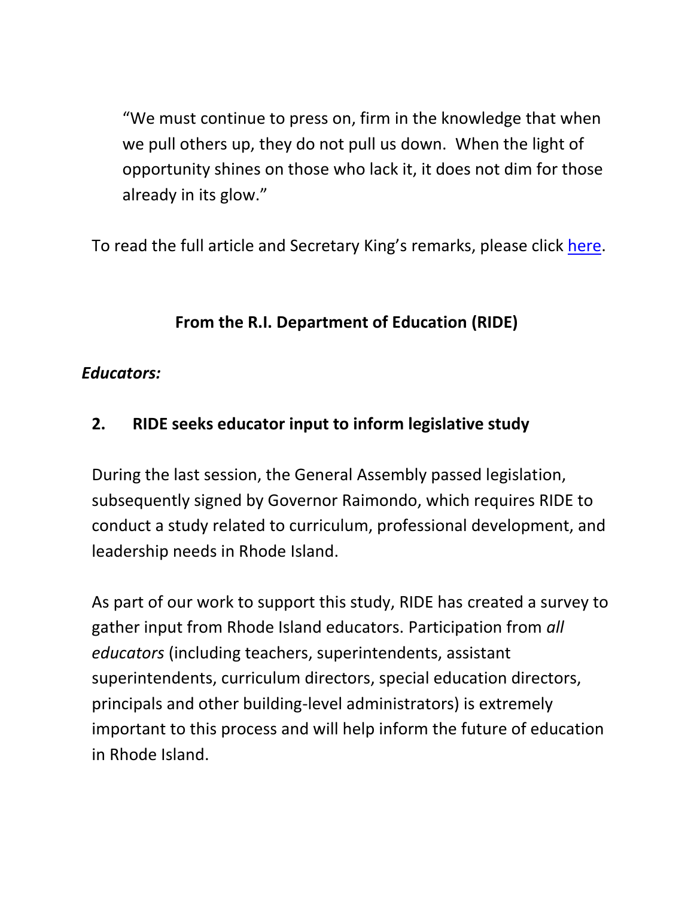"We must continue to press on, firm in the knowledge that when we pull others up, they do not pull us down. When the light of opportunity shines on those who lack it, it does not dim for those already in its glow."

To read the full article and Secretary King's remarks, please click here.

**From the R.I. Department of Education (RIDE)**

***Educators:***

**2. RIDE seeks educator input to inform legislative study**

During the last session, the General Assembly passed legislation, subsequently signed by Governor Raimondo, which requires RIDE to conduct a study related to curriculum, professional development, and leadership needs in Rhode Island.

As part of our work to support this study, RIDE has created a survey to gather input from Rhode Island educators. Participation from *all educators* (including teachers, superintendents, assistant superintendents, curriculum directors, special education directors, principals and other building-level administrators) is extremely important to this process and will help inform the future of education in Rhode Island.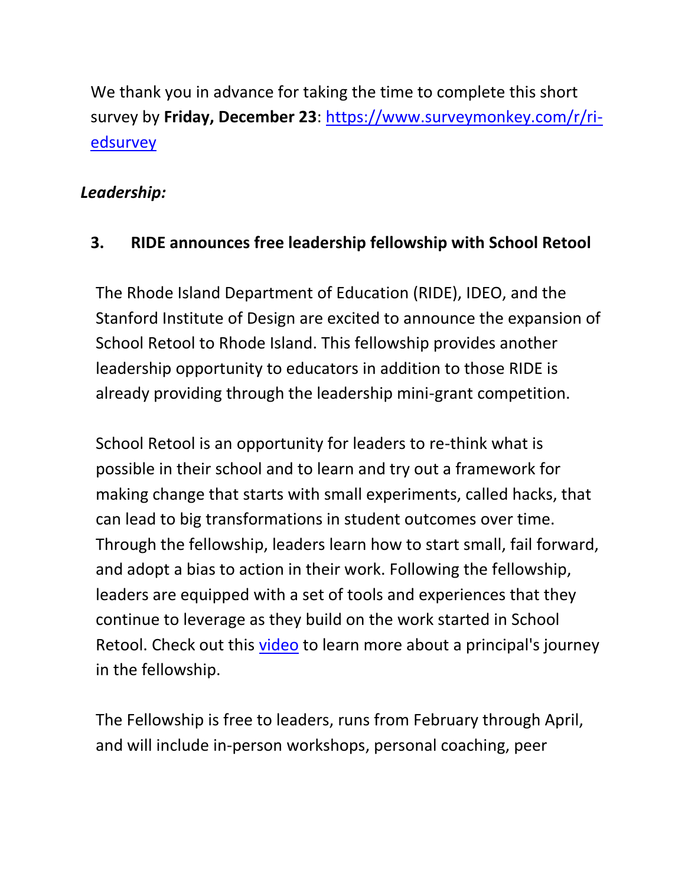We thank you in advance for taking the time to complete this short survey by **Friday, December 23**: [https://www.surveymonkey.com/r/ri-edsurvey](https://www.surveymonkey.com/r/ri-edsurvey)

***Leadership:***

### 3. RIDE announces free leadership fellowship with School Retool

The Rhode Island Department of Education (RIDE), IDEO, and the Stanford Institute of Design are excited to announce the expansion of School Retool to Rhode Island. This fellowship provides another leadership opportunity to educators in addition to those RIDE is already providing through the leadership mini-grant competition.

School Retool is an opportunity for leaders to re-think what is possible in their school and to learn and try out a framework for making change that starts with small experiments, called hacks, that can lead to big transformations in student outcomes over time. Through the fellowship, leaders learn how to start small, fail forward, and adopt a bias to action in their work. Following the fellowship, leaders are equipped with a set of tools and experiences that they continue to leverage as they build on the work started in School Retool. Check out this video to learn more about a principal's journey in the fellowship.

The Fellowship is free to leaders, runs from February through April, and will include in-person workshops, personal coaching, peer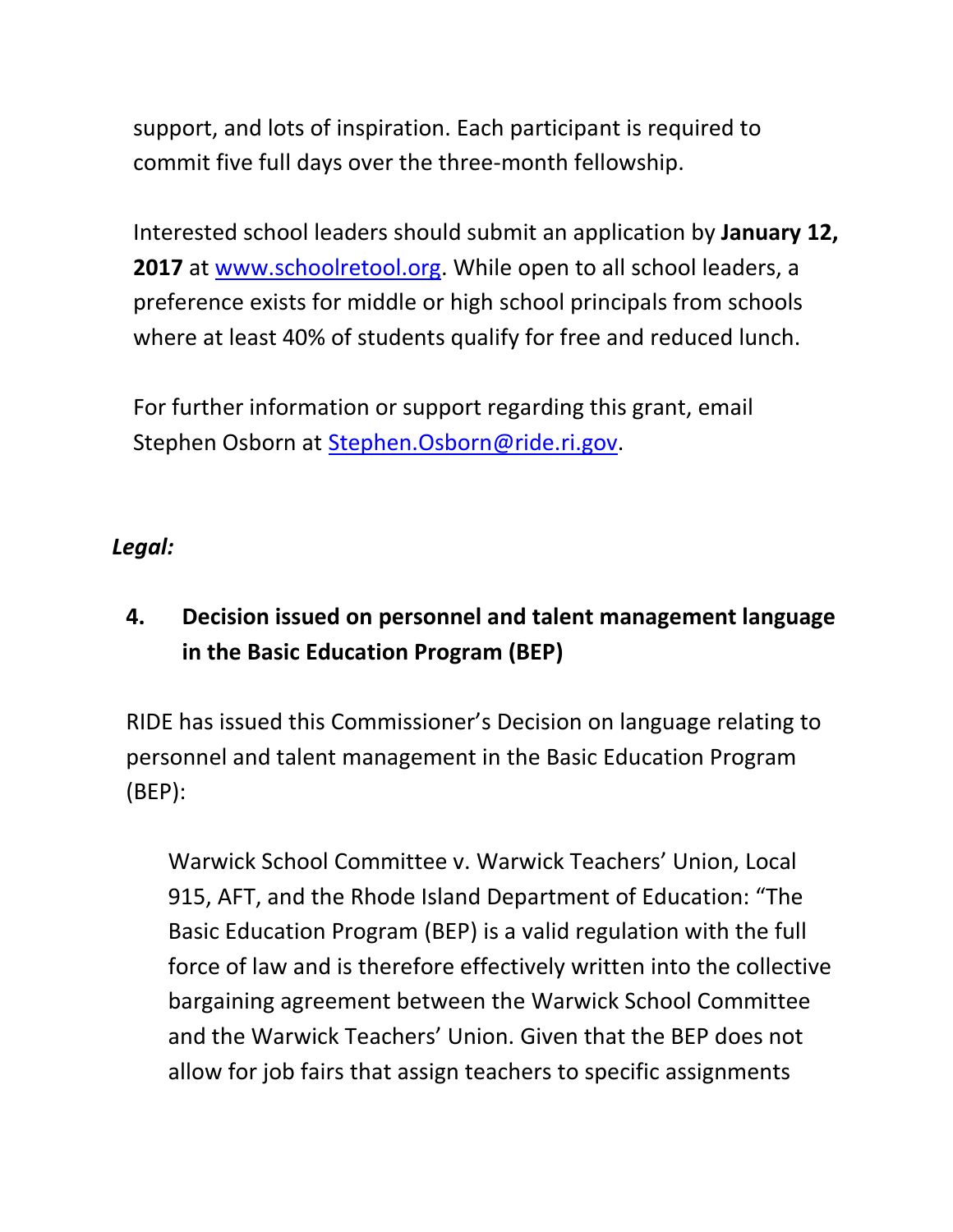support, and lots of inspiration. Each participant is required to commit five full days over the three-month fellowship.

Interested school leaders should submit an application by **January 12, 2017** at [www.schoolretool.org](http://www.schoolretool.org). While open to all school leaders, a preference exists for middle or high school principals from schools where at least 40% of students qualify for free and reduced lunch.

For further information or support regarding this grant, email Stephen Osborn at [Stephen.Osborn@ride.ri.gov](mailto:Stephen.Osborn@ride.ri.gov).

*Legal:*

### 4. Decision issued on personnel and talent management language in the Basic Education Program (BEP)

RIDE has issued this Commissioner's Decision on language relating to personnel and talent management in the Basic Education Program (BEP):

> Warwick School Committee v. Warwick Teachers' Union, Local 915, AFT, and the Rhode Island Department of Education: "The Basic Education Program (BEP) is a valid regulation with the full force of law and is therefore effectively written into the collective bargaining agreement between the Warwick School Committee and the Warwick Teachers' Union. Given that the BEP does not allow for job fairs that assign teachers to specific assignments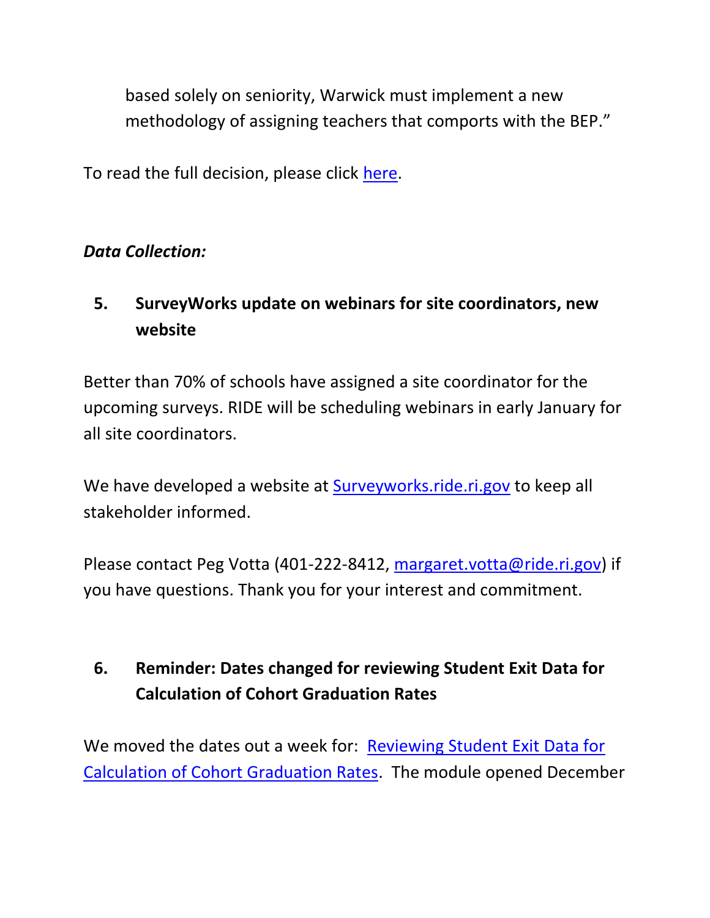based solely on seniority, Warwick must implement a new methodology of assigning teachers that comports with the BEP."

To read the full decision, please click here.

***Data Collection:***

### 5. SurveyWorks update on webinars for site coordinators, new website

Better than 70% of schools have assigned a site coordinator for the upcoming surveys. RIDE will be scheduling webinars in early January for all site coordinators.

We have developed a website at Surveyworks.ride.ri.gov to keep all stakeholder informed.

Please contact Peg Votta (401-222-8412, margaret.votta@ride.ri.gov) if you have questions. Thank you for your interest and commitment.

### 6. Reminder: Dates changed for reviewing Student Exit Data for Calculation of Cohort Graduation Rates

We moved the dates out a week for: Reviewing Student Exit Data for Calculation of Cohort Graduation Rates. The module opened December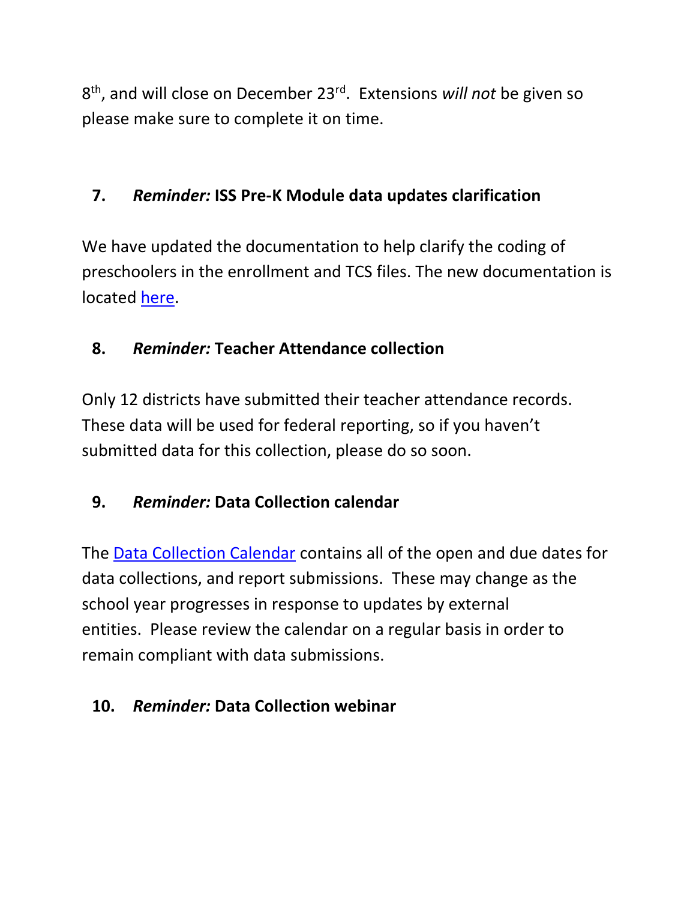8th, and will close on December 23rd. Extensions *will not* be given so please make sure to complete it on time.

**7. *Reminder:* ISS Pre-K Module data updates clarification**

We have updated the documentation to help clarify the coding of preschoolers in the enrollment and TCS files. The new documentation is located here.

**8. *Reminder:* Teacher Attendance collection**

Only 12 districts have submitted their teacher attendance records. These data will be used for federal reporting, so if you haven't submitted data for this collection, please do so soon.

**9. *Reminder:* Data Collection calendar**

The Data Collection Calendar contains all of the open and due dates for data collections, and report submissions. These may change as the school year progresses in response to updates by external entities. Please review the calendar on a regular basis in order to remain compliant with data submissions.

**10. *Reminder:* Data Collection webinar**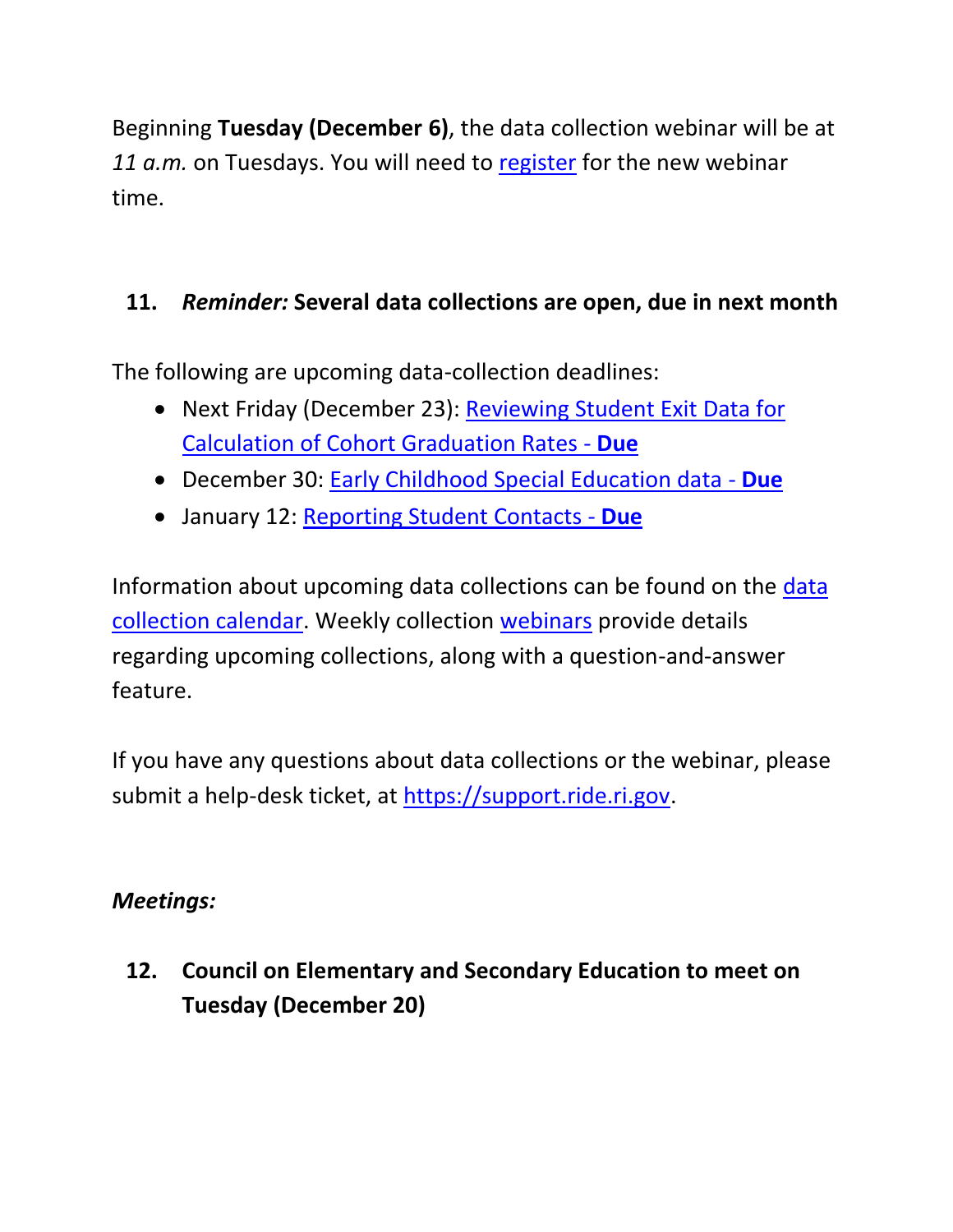Beginning **Tuesday (December 6)**, the data collection webinar will be at *11 a.m.* on Tuesdays. You will need to register for the new webinar time.

## 11. *Reminder:* Several data collections are open, due in next month

The following are upcoming data-collection deadlines:

- Next Friday (December 23): Reviewing Student Exit Data for Calculation of Cohort Graduation Rates - **Due**
- December 30: Early Childhood Special Education data - **Due**
- January 12: Reporting Student Contacts - **Due**

Information about upcoming data collections can be found on the data collection calendar. Weekly collection webinars provide details regarding upcoming collections, along with a question-and-answer feature.

If you have any questions about data collections or the webinar, please submit a help-desk ticket, at https://support.ride.ri.gov.

***Meetings:***

## 12. Council on Elementary and Secondary Education to meet on Tuesday (December 20)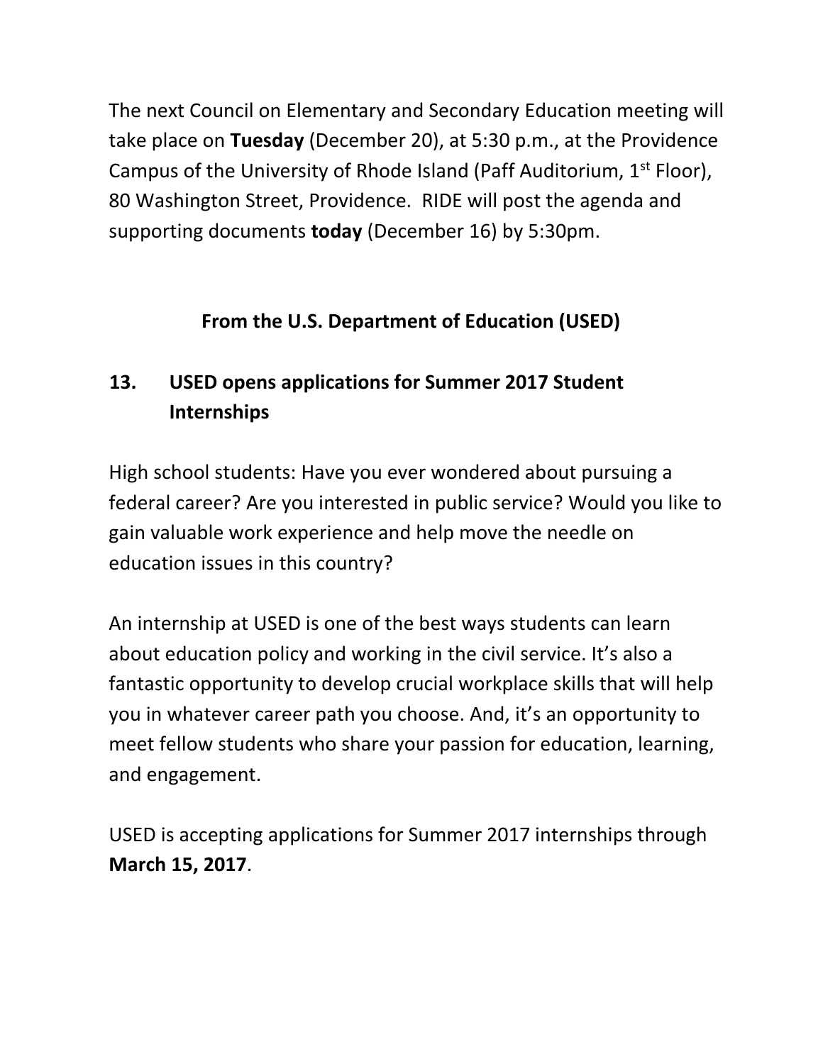The next Council on Elementary and Secondary Education meeting will take place on **Tuesday** (December 20), at 5:30 p.m., at the Providence Campus of the University of Rhode Island (Paff Auditorium, 1st Floor), 80 Washington Street, Providence. RIDE will post the agenda and supporting documents **today** (December 16) by 5:30pm.

## From the U.S. Department of Education (USED)

### 13. USED opens applications for Summer 2017 Student Internships

High school students: Have you ever wondered about pursuing a federal career? Are you interested in public service? Would you like to gain valuable work experience and help move the needle on education issues in this country?

An internship at USED is one of the best ways students can learn about education policy and working in the civil service. It's also a fantastic opportunity to develop crucial workplace skills that will help you in whatever career path you choose. And, it's an opportunity to meet fellow students who share your passion for education, learning, and engagement.

USED is accepting applications for Summer 2017 internships through **March 15, 2017**.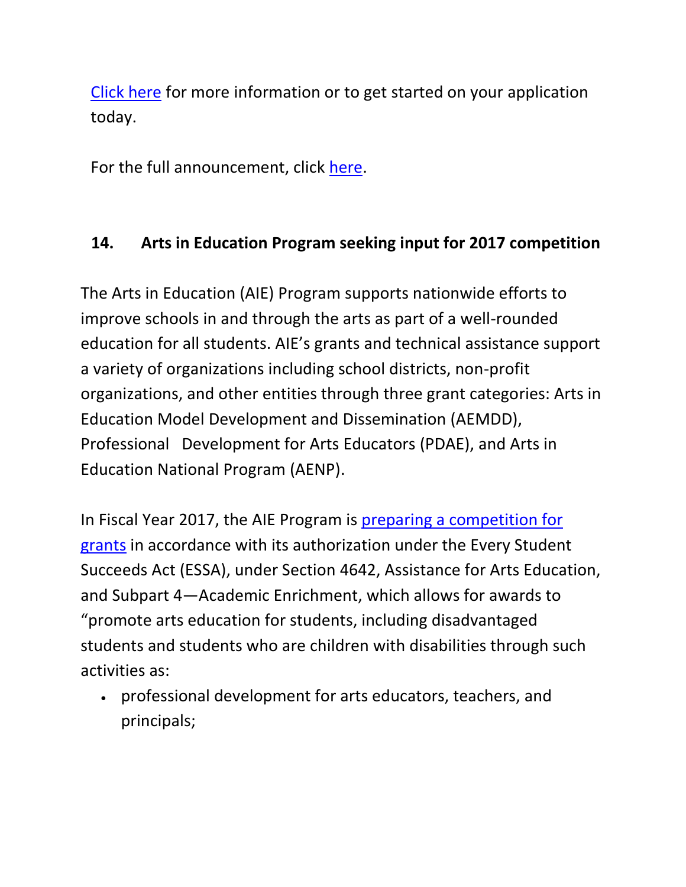Click here for more information or to get started on your application today.

For the full announcement, click here.

## 14. Arts in Education Program seeking input for 2017 competition

The Arts in Education (AIE) Program supports nationwide efforts to improve schools in and through the arts as part of a well-rounded education for all students. AIE's grants and technical assistance support a variety of organizations including school districts, non-profit organizations, and other entities through three grant categories: Arts in Education Model Development and Dissemination (AEMDD), Professional Development for Arts Educators (PDAE), and Arts in Education National Program (AENP).

In Fiscal Year 2017, the AIE Program is preparing a competition for grants in accordance with its authorization under the Every Student Succeeds Act (ESSA), under Section 4642, Assistance for Arts Education, and Subpart 4—Academic Enrichment, which allows for awards to "promote arts education for students, including disadvantaged students and students who are children with disabilities through such activities as:

- professional development for arts educators, teachers, and principals;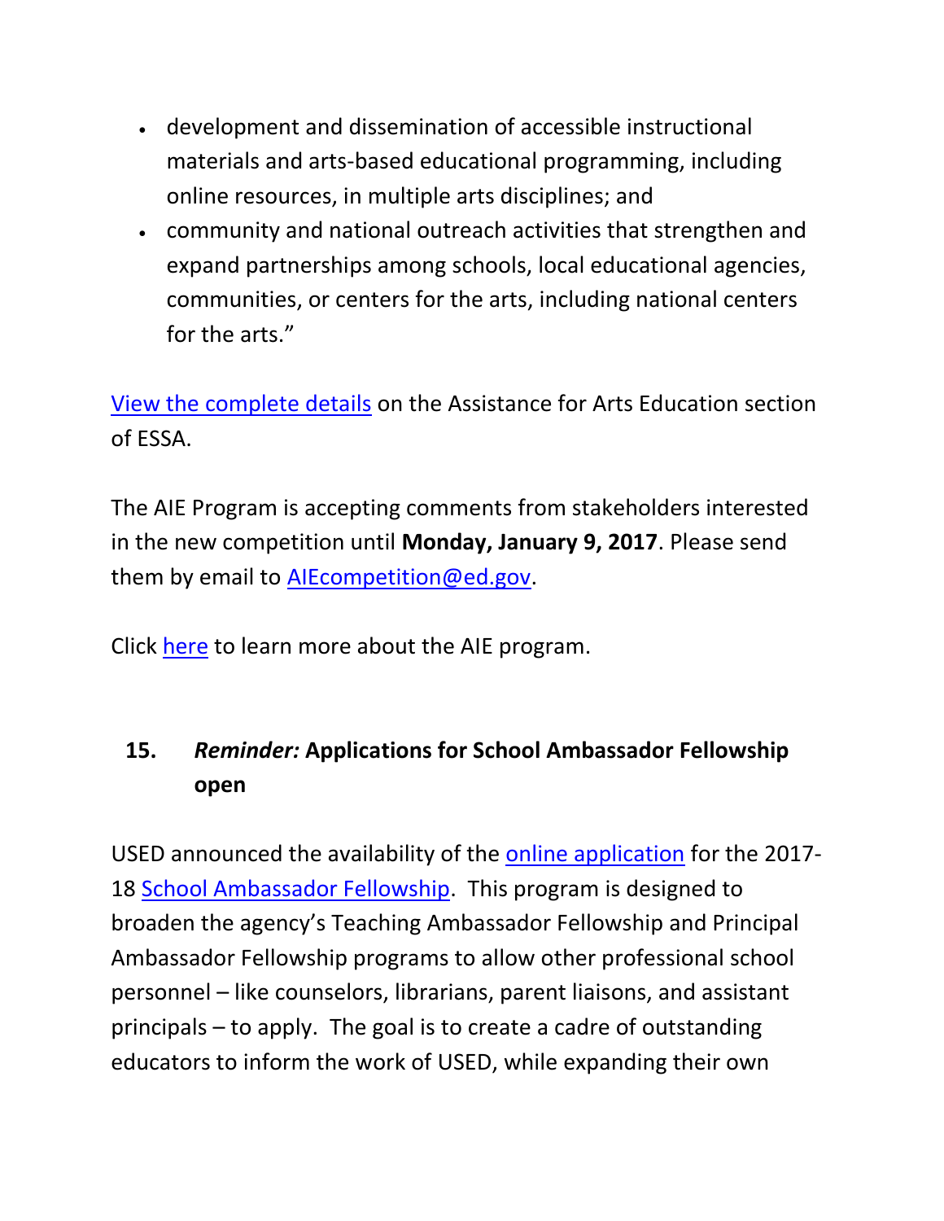- development and dissemination of accessible instructional materials and arts-based educational programming, including online resources, in multiple arts disciplines; and
- community and national outreach activities that strengthen and expand partnerships among schools, local educational agencies, communities, or centers for the arts, including national centers for the arts."

[View the complete details](#) on the Assistance for Arts Education section of ESSA.

The AIE Program is accepting comments from stakeholders interested in the new competition until **Monday, January 9, 2017**. Please send them by email to [AIEcompetition@ed.gov](mailto:AIEcompetition@ed.gov).

Click [here](#) to learn more about the AIE program.

## 15. *Reminder:* Applications for School Ambassador Fellowship open

USED announced the availability of the [online application](#) for the 2017-18 [School Ambassador Fellowship](#). This program is designed to broaden the agency's Teaching Ambassador Fellowship and Principal Ambassador Fellowship programs to allow other professional school personnel – like counselors, librarians, parent liaisons, and assistant principals – to apply. The goal is to create a cadre of outstanding educators to inform the work of USED, while expanding their own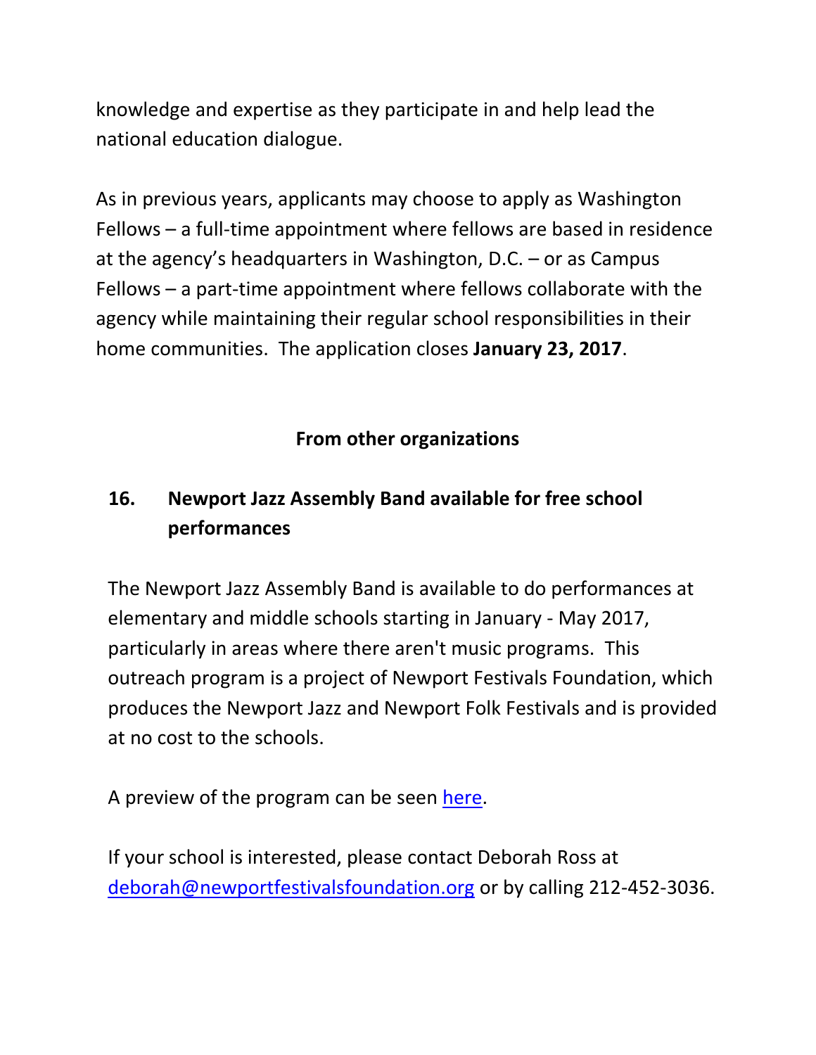knowledge and expertise as they participate in and help lead the national education dialogue.

As in previous years, applicants may choose to apply as Washington Fellows – a full-time appointment where fellows are based in residence at the agency's headquarters in Washington, D.C. – or as Campus Fellows – a part-time appointment where fellows collaborate with the agency while maintaining their regular school responsibilities in their home communities. The application closes **January 23, 2017**.

## From other organizations

### 16. Newport Jazz Assembly Band available for free school performances

The Newport Jazz Assembly Band is available to do performances at elementary and middle schools starting in January - May 2017, particularly in areas where there aren't music programs. This outreach program is a project of Newport Festivals Foundation, which produces the Newport Jazz and Newport Folk Festivals and is provided at no cost to the schools.

A preview of the program can be seen here.

If your school is interested, please contact Deborah Ross at deborah@newportfestivalsfoundation.org or by calling 212-452-3036.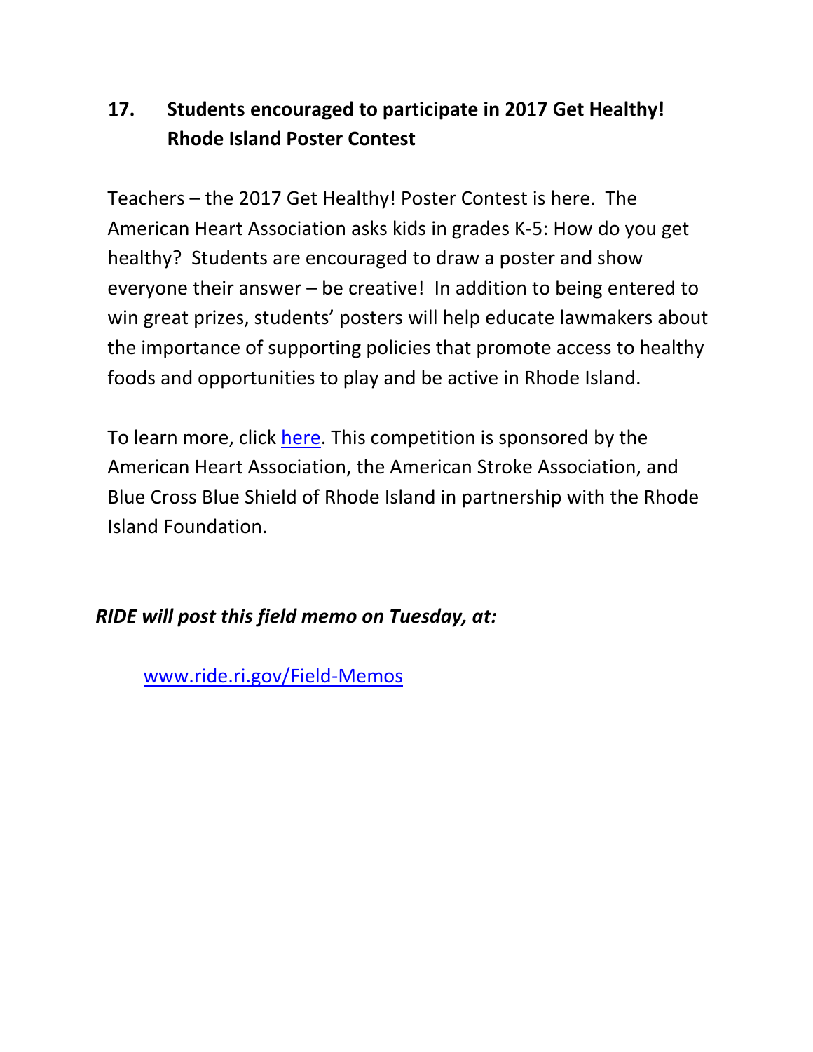## 17. Students encouraged to participate in 2017 Get Healthy! Rhode Island Poster Contest

Teachers – the 2017 Get Healthy! Poster Contest is here. The American Heart Association asks kids in grades K-5: How do you get healthy? Students are encouraged to draw a poster and show everyone their answer – be creative! In addition to being entered to win great prizes, students' posters will help educate lawmakers about the importance of supporting policies that promote access to healthy foods and opportunities to play and be active in Rhode Island.

To learn more, click here. This competition is sponsored by the American Heart Association, the American Stroke Association, and Blue Cross Blue Shield of Rhode Island in partnership with the Rhode Island Foundation.

***RIDE will post this field memo on Tuesday, at:***

www.ride.ri.gov/Field-Memos